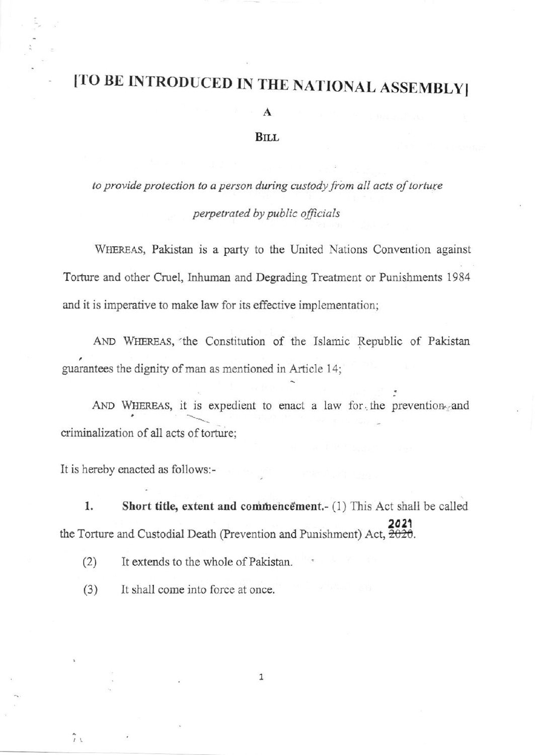# [TO BE INTRODUCED IN THE NATIONAL ASSEMBLY]

A

BILL

*to provide protection to a person during custody from all acts of torture perpetrated by public officials*

WHEREAS, Pakistan is a party to the United Nations Convention against Torture and other Cruel, Inhuman and Degrading Treatment or Punishments 1984 and it is imperative to make law for its effective implementation;

AND WHEREAS, the Constitution of the Islamic Republic of Pakistan guarantees the dignity of man as mentioned in Article 14;

AND WHEREAS, it is expedient to enact a law for the prevention and criminalization of all acts of torture;

It is hereby enacted as follows:-

**1. Short title, extent and commencement.**- (1) This Act shall be called the Torture and Custodial Death (Prevention and Punishment) Act, ~~2020~~ 2021.

(2) It extends to the whole of Pakistan.

(3) It shall come into force at once.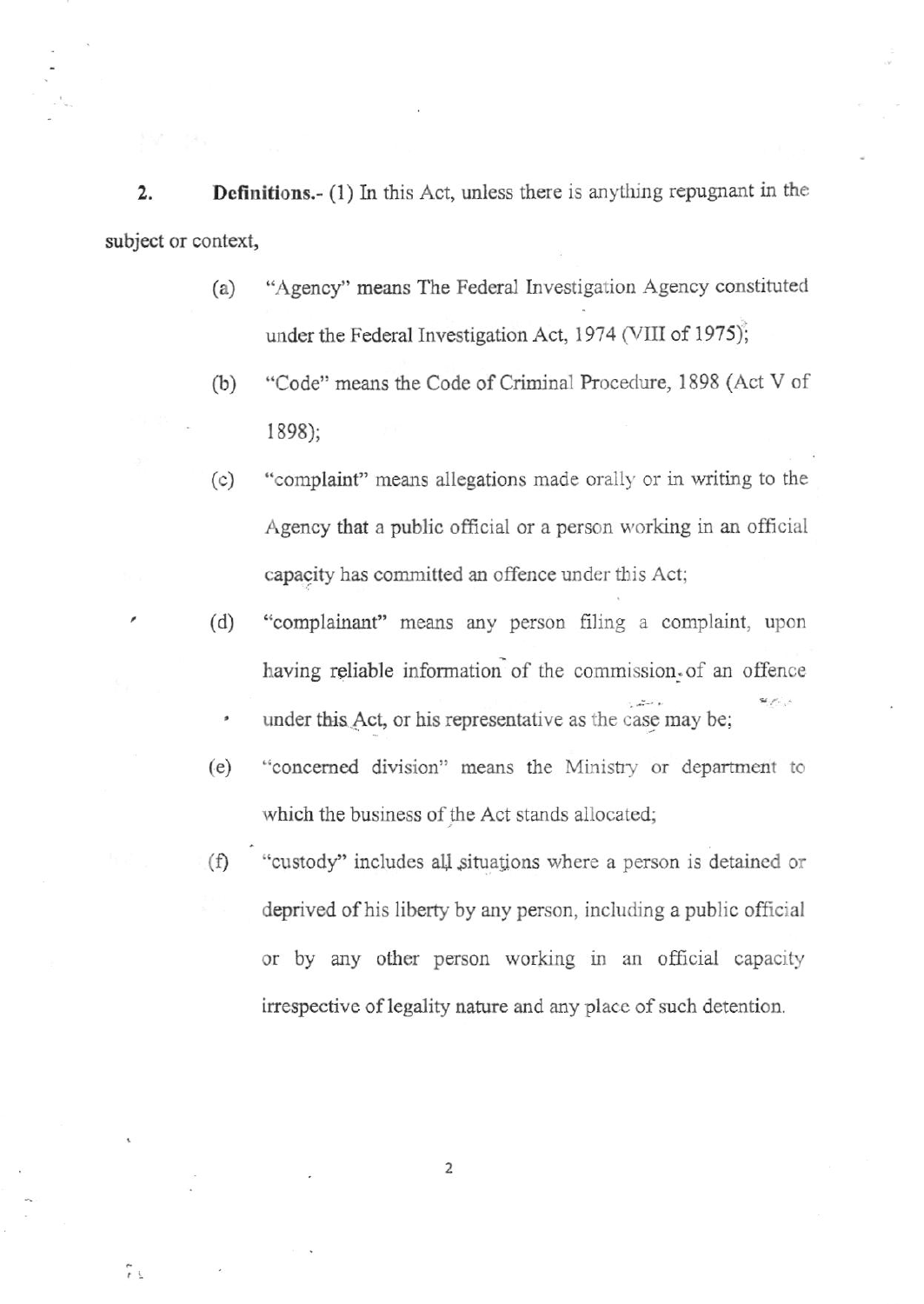**2. Definitions.**- (1) In this Act, unless there is anything repugnant in the subject or context,

(a) "Agency" means The Federal Investigation Agency constituted under the Federal Investigation Act, 1974 (VIII of 1975);

(b) "Code" means the Code of Criminal Procedure, 1898 (Act V of 1898);

(c) "complaint" means allegations made orally or in writing to the Agency that a public official or a person working in an official capacity has committed an offence under this Act;

(d) "complainant" means any person filing a complaint, upon having reliable information of the commission of an offence under this Act, or his representative as the case may be;

(e) "concerned division" means the Ministry or department to which the business of the Act stands allocated;

(f) "custody" includes all situations where a person is detained or deprived of his liberty by any person, including a public official or by any other person working in an official capacity irrespective of legality nature and any place of such detention.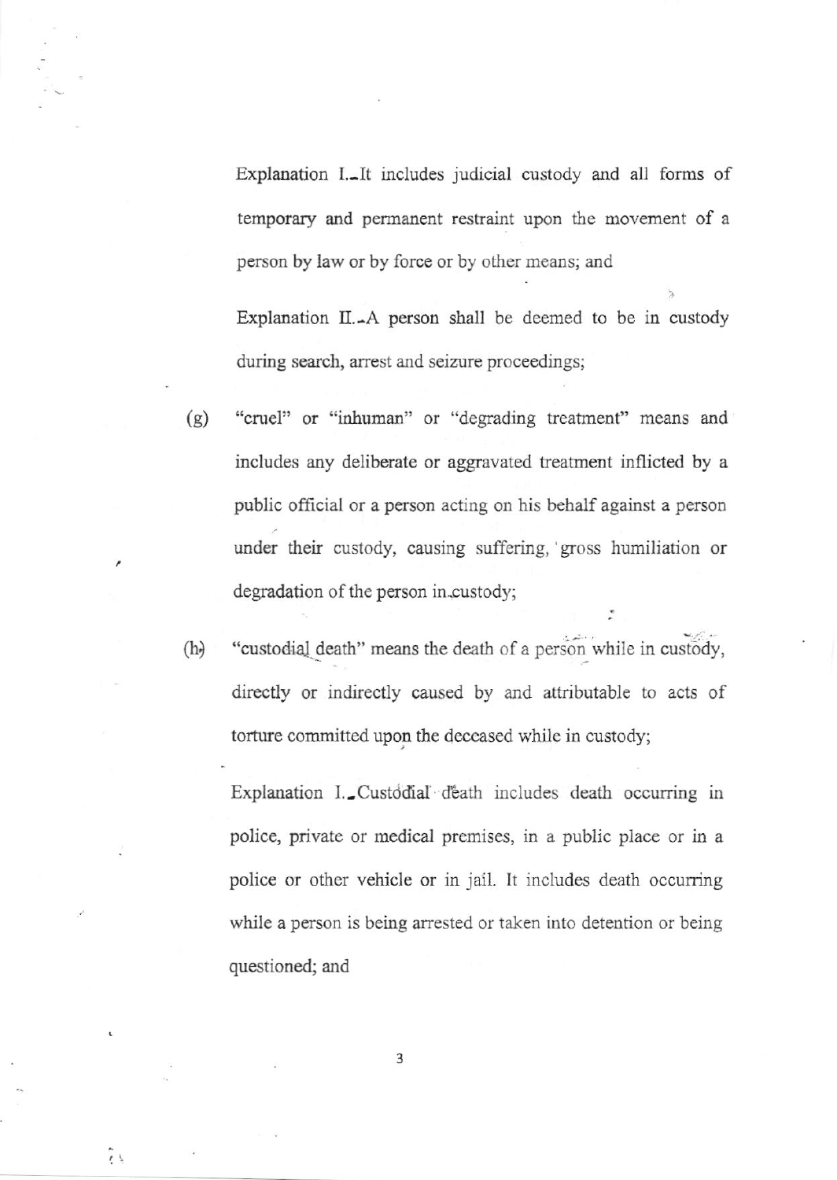Explanation I.–It includes judicial custody and all forms of temporary and permanent restraint upon the movement of a person by law or by force or by other means; and

Explanation II.–A person shall be deemed to be in custody during search, arrest and seizure proceedings;

(g) "cruel" or "inhuman" or "degrading treatment" means and includes any deliberate or aggravated treatment inflicted by a public official or a person acting on his behalf against a person under their custody, causing suffering, gross humiliation or degradation of the person in custody;

(h) "custodial death" means the death of a person while in custody, directly or indirectly caused by and attributable to acts of torture committed upon the deceased while in custody;

Explanation I.–Custodial death includes death occurring in police, private or medical premises, in a public place or in a police or other vehicle or in jail. It includes death occurring while a person is being arrested or taken into detention or being questioned; and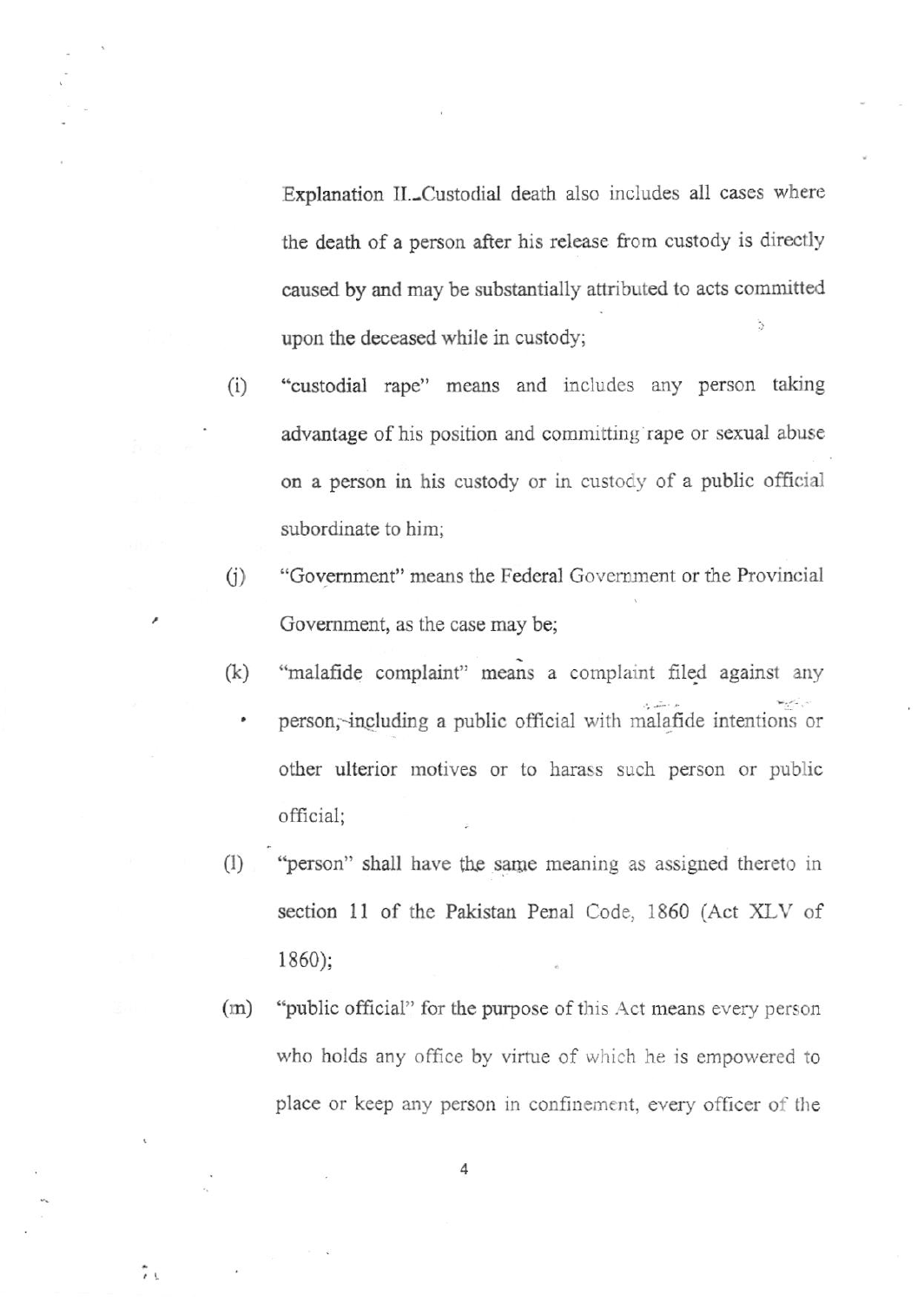Explanation II.–Custodial death also includes all cases where the death of a person after his release from custody is directly caused by and may be substantially attributed to acts committed upon the deceased while in custody;

(i) "custodial rape" means and includes any person taking advantage of his position and committing rape or sexual abuse on a person in his custody or in custody of a public official subordinate to him;

(j) "Government" means the Federal Government or the Provincial Government, as the case may be;

(k) "malafide complaint" means a complaint filed against any person, including a public official with malafide intentions or other ulterior motives or to harass such person or public official;

(l) "person" shall have the same meaning as assigned thereto in section 11 of the Pakistan Penal Code, 1860 (Act XLV of 1860);

(m) "public official" for the purpose of this Act means every person who holds any office by virtue of which he is empowered to place or keep any person in confinement, every officer of the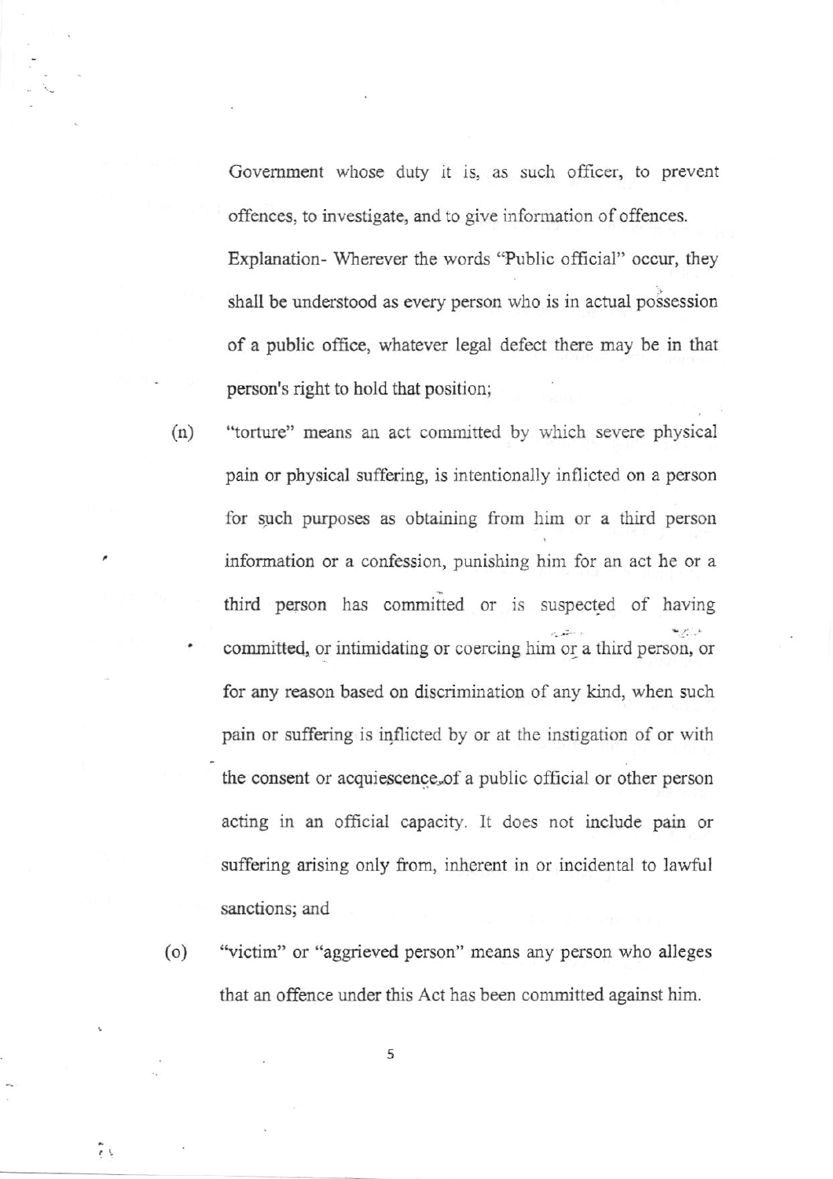Government whose duty it is, as such officer, to prevent offences, to investigate, and to give information of offences.

Explanation- Wherever the words "Public official" occur, they shall be understood as every person who is in actual possession of a public office, whatever legal defect there may be in that person's right to hold that position;

(n) "torture" means an act committed by which severe physical pain or physical suffering, is intentionally inflicted on a person for such purposes as obtaining from him or a third person information or a confession, punishing him for an act he or a third person has committed or is suspected of having committed, or intimidating or coercing him or a third person, or for any reason based on discrimination of any kind, when such pain or suffering is inflicted by or at the instigation of or with the consent or acquiescence of a public official or other person acting in an official capacity. It does not include pain or suffering arising only from, inherent in or incidental to lawful sanctions; and

(o) "victim" or "aggrieved person" means any person who alleges that an offence under this Act has been committed against him.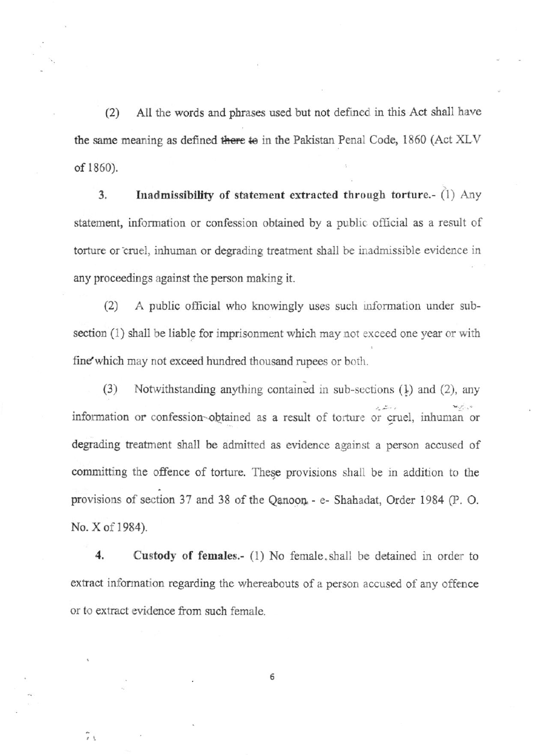(2) All the words and phrases used but not defined in this Act shall have the same meaning as defined ~~there to~~ in the Pakistan Penal Code, 1860 (Act XLV of 1860).

**3. Inadmissibility of statement extracted through torture.**- (1) Any statement, information or confession obtained by a public official as a result of torture or cruel, inhuman or degrading treatment shall be inadmissible evidence in any proceedings against the person making it.

(2) A public official who knowingly uses such information under sub-section (1) shall be liable for imprisonment which may not exceed one year or with fine which may not exceed hundred thousand rupees or both.

(3) Notwithstanding anything contained in sub-sections (1) and (2), any information or confession obtained as a result of torture or cruel, inhuman or degrading treatment shall be admitted as evidence against a person accused of committing the offence of torture. These provisions shall be in addition to the provisions of section 37 and 38 of the Qanoon - e- Shahadat, Order 1984 (P. O. No. X of 1984).

**4. Custody of females.**- (1) No female shall be detained in order to extract information regarding the whereabouts of a person accused of any offence or to extract evidence from such female.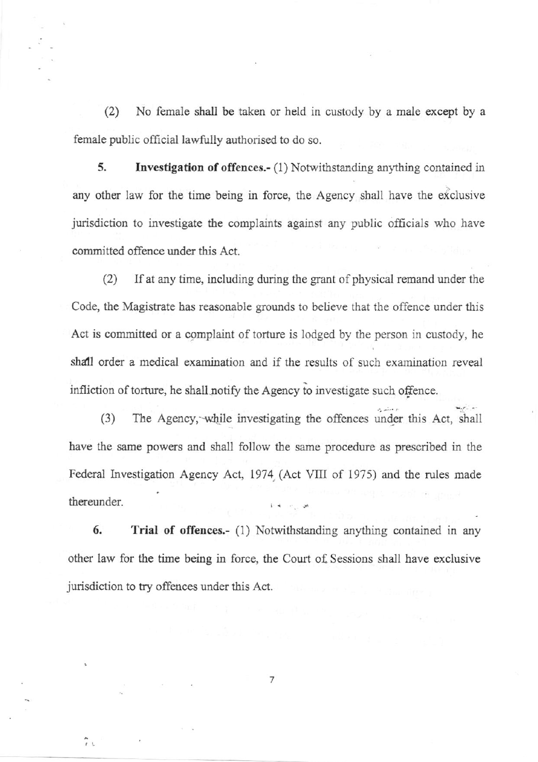(2) No female shall be taken or held in custody by a male except by a female public official lawfully authorised to do so.

**5. Investigation of offences.-** (1) Notwithstanding anything contained in any other law for the time being in force, the Agency shall have the exclusive jurisdiction to investigate the complaints against any public officials who have committed offence under this Act.

(2) If at any time, including during the grant of physical remand under the Code, the Magistrate has reasonable grounds to believe that the offence under this Act is committed or a complaint of torture is lodged by the person in custody, he shall order a medical examination and if the results of such examination reveal infliction of torture, he shall notify the Agency to investigate such offence.

(3) The Agency, while investigating the offences under this Act, shall have the same powers and shall follow the same procedure as prescribed in the Federal Investigation Agency Act, 1974 (Act VIII of 1975) and the rules made thereunder.

**6. Trial of offences.-** (1) Notwithstanding anything contained in any other law for the time being in force, the Court of Sessions shall have exclusive jurisdiction to try offences under this Act.